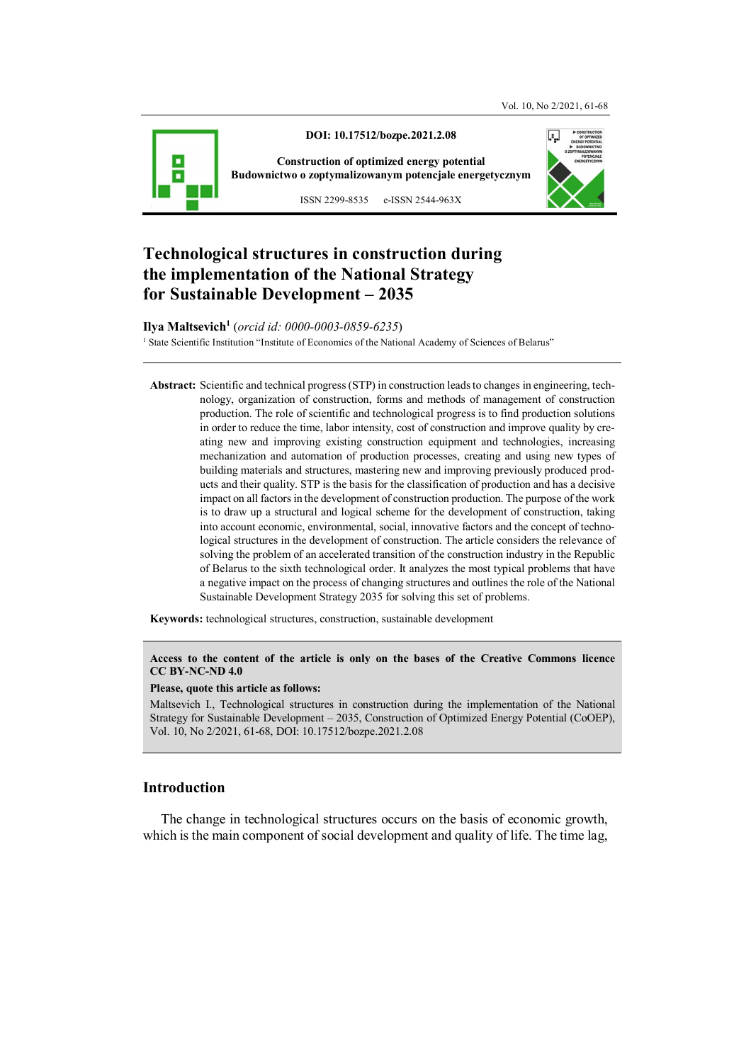**DOI: 10.17512/bozpe.2021.2.08**

**Construction of optimized energy potential**
**Budownictwo o zoptymalizowanym potencjale energetycznym**

ISSN 2299-8535 e-ISSN 2544-963X

# Technological structures in construction during the implementation of the National Strategy for Sustainable Development – 2035

**Ilya Maltsevich**[1] (*orcid id: 0000-0003-0859-6235*)

[1] State Scientific Institution "Institute of Economics of the National Academy of Sciences of Belarus"

---

**Abstract:** Scientific and technical progress (STP) in construction leads to changes in engineering, technology, organization of construction, forms and methods of management of construction production. The role of scientific and technological progress is to find production solutions in order to reduce the time, labor intensity, cost of construction and improve quality by creating new and improving existing construction equipment and technologies, increasing mechanization and automation of production processes, creating and using new types of building materials and structures, mastering new and improving previously produced products and their quality. STP is the basis for the classification of production and has a decisive impact on all factors in the development of construction production. The purpose of the work is to draw up a structural and logical scheme for the development of construction, taking into account economic, environmental, social, innovative factors and the concept of technological structures in the development of construction. The article considers the relevance of solving the problem of an accelerated transition of the construction industry in the Republic of Belarus to the sixth technological order. It analyzes the most typical problems that have a negative impact on the process of changing structures and outlines the role of the National Sustainable Development Strategy 2035 for solving this set of problems.

**Keywords:** technological structures, construction, sustainable development

---

**Access to the content of the article is only on the bases of the Creative Commons licence CC BY-NC-ND 4.0**

**Please, quote this article as follows:**

Maltsevich I., Technological structures in construction during the implementation of the National Strategy for Sustainable Development – 2035, Construction of Optimized Energy Potential (CoOEP), Vol. 10, No 2/2021, 61-68, DOI: 10.17512/bozpe.2021.2.08

---

## Introduction

The change in technological structures occurs on the basis of economic growth, which is the main component of social development and quality of life. The time lag,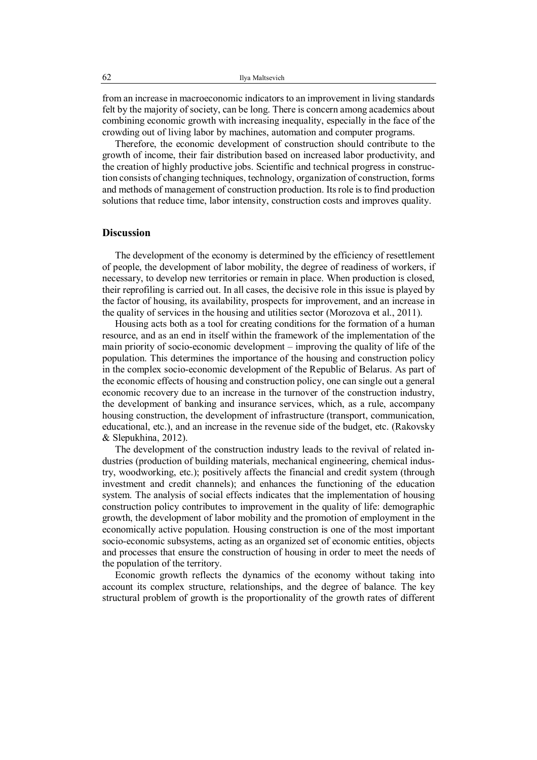from an increase in macroeconomic indicators to an improvement in living standards felt by the majority of society, can be long. There is concern among academics about combining economic growth with increasing inequality, especially in the face of the crowding out of living labor by machines, automation and computer programs.

Therefore, the economic development of construction should contribute to the growth of income, their fair distribution based on increased labor productivity, and the creation of highly productive jobs. Scientific and technical progress in construction consists of changing techniques, technology, organization of construction, forms and methods of management of construction production. Its role is to find production solutions that reduce time, labor intensity, construction costs and improves quality.

## Discussion

The development of the economy is determined by the efficiency of resettlement of people, the development of labor mobility, the degree of readiness of workers, if necessary, to develop new territories or remain in place. When production is closed, their reprofiling is carried out. In all cases, the decisive role in this issue is played by the factor of housing, its availability, prospects for improvement, and an increase in the quality of services in the housing and utilities sector (Morozova et al., 2011).

Housing acts both as a tool for creating conditions for the formation of a human resource, and as an end in itself within the framework of the implementation of the main priority of socio-economic development – improving the quality of life of the population. This determines the importance of the housing and construction policy in the complex socio-economic development of the Republic of Belarus. As part of the economic effects of housing and construction policy, one can single out a general economic recovery due to an increase in the turnover of the construction industry, the development of banking and insurance services, which, as a rule, accompany housing construction, the development of infrastructure (transport, communication, educational, etc.), and an increase in the revenue side of the budget, etc. (Rakovsky & Slepukhina, 2012).

The development of the construction industry leads to the revival of related industries (production of building materials, mechanical engineering, chemical industry, woodworking, etc.); positively affects the financial and credit system (through investment and credit channels); and enhances the functioning of the education system. The analysis of social effects indicates that the implementation of housing construction policy contributes to improvement in the quality of life: demographic growth, the development of labor mobility and the promotion of employment in the economically active population. Housing construction is one of the most important socio-economic subsystems, acting as an organized set of economic entities, objects and processes that ensure the construction of housing in order to meet the needs of the population of the territory.

Economic growth reflects the dynamics of the economy without taking into account its complex structure, relationships, and the degree of balance. The key structural problem of growth is the proportionality of the growth rates of different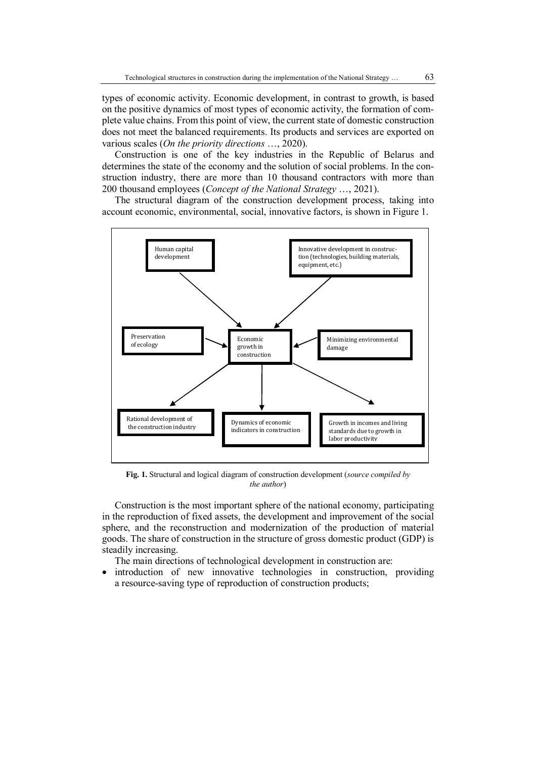types of economic activity. Economic development, in contrast to growth, is based on the positive dynamics of most types of economic activity, the formation of complete value chains. From this point of view, the current state of domestic construction does not meet the balanced requirements. Its products and services are exported on various scales (*On the priority directions* …, 2020).

Construction is one of the key industries in the Republic of Belarus and determines the state of the economy and the solution of social problems. In the construction industry, there are more than 10 thousand contractors with more than 200 thousand employees (*Concept of the National Strategy* …, 2021).

The structural diagram of the construction development process, taking into account economic, environmental, social, innovative factors, is shown in Figure 1.

Human capital development

Innovative development in construction (technologies, building materials, equipment, etc.)

Preservation of ecology

Economic growth in construction

Minimizing environmental damage

Rational development of the construction industry

Dynamics of economic indicators in construction

Growth in incomes and living standards due to growth in labor productivity

**Fig. 1.** Structural and logical diagram of construction development (*source compiled by the author*)

Construction is the most important sphere of the national economy, participating in the reproduction of fixed assets, the development and improvement of the social sphere, and the reconstruction and modernization of the production of material goods. The share of construction in the structure of gross domestic product (GDP) is steadily increasing.

The main directions of technological development in construction are:

- introduction of new innovative technologies in construction, providing a resource-saving type of reproduction of construction products;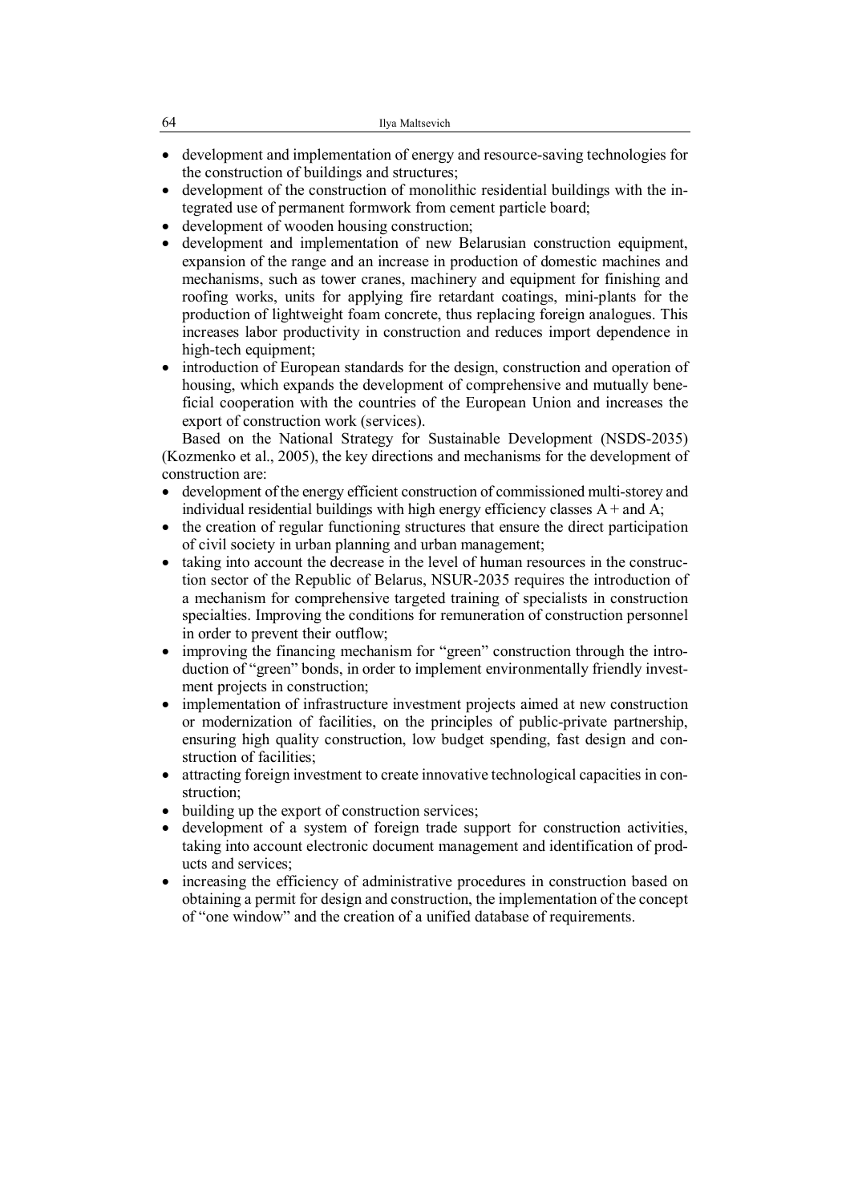- development and implementation of energy and resource-saving technologies for the construction of buildings and structures;
- development of the construction of monolithic residential buildings with the integrated use of permanent formwork from cement particle board;
- development of wooden housing construction;
- development and implementation of new Belarusian construction equipment, expansion of the range and an increase in production of domestic machines and mechanisms, such as tower cranes, machinery and equipment for finishing and roofing works, units for applying fire retardant coatings, mini-plants for the production of lightweight foam concrete, thus replacing foreign analogues. This increases labor productivity in construction and reduces import dependence in high-tech equipment;
- introduction of European standards for the design, construction and operation of housing, which expands the development of comprehensive and mutually beneficial cooperation with the countries of the European Union and increases the export of construction work (services).

Based on the National Strategy for Sustainable Development (NSDS-2035) (Kozmenko et al., 2005), the key directions and mechanisms for the development of construction are:

- development of the energy efficient construction of commissioned multi-storey and individual residential buildings with high energy efficiency classes A + and A;
- the creation of regular functioning structures that ensure the direct participation of civil society in urban planning and urban management;
- taking into account the decrease in the level of human resources in the construction sector of the Republic of Belarus, NSUR-2035 requires the introduction of a mechanism for comprehensive targeted training of specialists in construction specialties. Improving the conditions for remuneration of construction personnel in order to prevent their outflow;
- improving the financing mechanism for "green" construction through the introduction of "green" bonds, in order to implement environmentally friendly investment projects in construction;
- implementation of infrastructure investment projects aimed at new construction or modernization of facilities, on the principles of public-private partnership, ensuring high quality construction, low budget spending, fast design and construction of facilities;
- attracting foreign investment to create innovative technological capacities in construction;
- building up the export of construction services;
- development of a system of foreign trade support for construction activities, taking into account electronic document management and identification of products and services;
- increasing the efficiency of administrative procedures in construction based on obtaining a permit for design and construction, the implementation of the concept of "one window" and the creation of a unified database of requirements.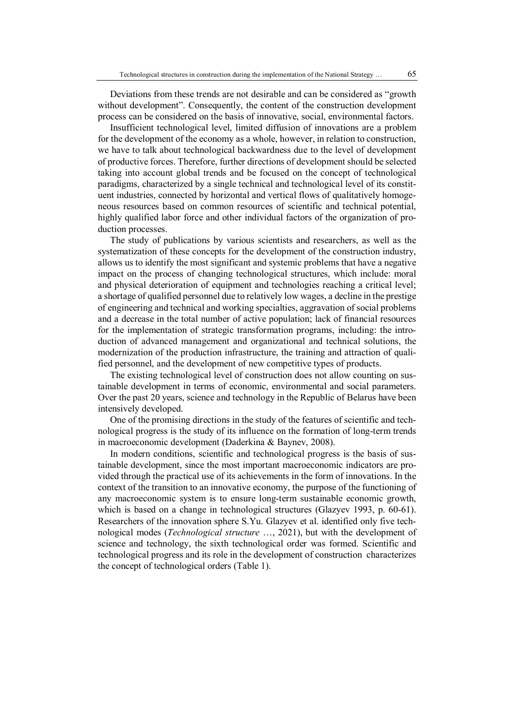Deviations from these trends are not desirable and can be considered as "growth without development". Consequently, the content of the construction development process can be considered on the basis of innovative, social, environmental factors.

Insufficient technological level, limited diffusion of innovations are a problem for the development of the economy as a whole, however, in relation to construction, we have to talk about technological backwardness due to the level of development of productive forces. Therefore, further directions of development should be selected taking into account global trends and be focused on the concept of technological paradigms, characterized by a single technical and technological level of its constituent industries, connected by horizontal and vertical flows of qualitatively homogeneous resources based on common resources of scientific and technical potential, highly qualified labor force and other individual factors of the organization of production processes.

The study of publications by various scientists and researchers, as well as the systematization of these concepts for the development of the construction industry, allows us to identify the most significant and systemic problems that have a negative impact on the process of changing technological structures, which include: moral and physical deterioration of equipment and technologies reaching a critical level; a shortage of qualified personnel due to relatively low wages, a decline in the prestige of engineering and technical and working specialties, aggravation of social problems and a decrease in the total number of active population; lack of financial resources for the implementation of strategic transformation programs, including: the introduction of advanced management and organizational and technical solutions, the modernization of the production infrastructure, the training and attraction of qualified personnel, and the development of new competitive types of products.

The existing technological level of construction does not allow counting on sustainable development in terms of economic, environmental and social parameters. Over the past 20 years, science and technology in the Republic of Belarus have been intensively developed.

One of the promising directions in the study of the features of scientific and technological progress is the study of its influence on the formation of long-term trends in macroeconomic development (Daderkina & Baynev, 2008).

In modern conditions, scientific and technological progress is the basis of sustainable development, since the most important macroeconomic indicators are provided through the practical use of its achievements in the form of innovations. In the context of the transition to an innovative economy, the purpose of the functioning of any macroeconomic system is to ensure long-term sustainable economic growth, which is based on a change in technological structures (Glazyev 1993, p. 60-61). Researchers of the innovation sphere S.Yu. Glazyev et al. identified only five technological modes (*Technological structure* …, 2021), but with the development of science and technology, the sixth technological order was formed. Scientific and technological progress and its role in the development of construction characterizes the concept of technological orders (Table 1).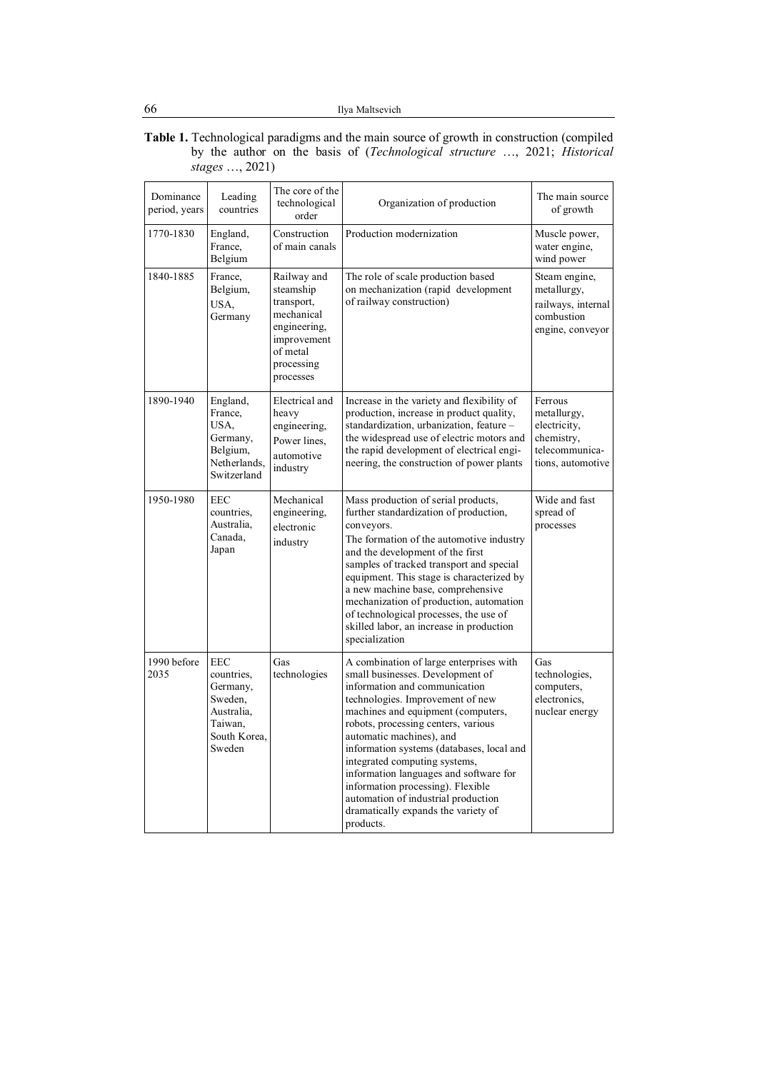**Table 1.** Technological paradigms and the main source of growth in construction (compiled by the author on the basis of (*Technological structure* …, 2021; *Historical stages* …, 2021)

| Dominance period, years | Leading countries | The core of the technological order | Organization of production | The main source of growth |
|---|---|---|---|---|
| 1770-1830 | England, France, Belgium | Construction of main canals | Production modernization | Muscle power, water engine, wind power |
| 1840-1885 | France, Belgium, USA, Germany | Railway and steamship transport, mechanical engineering, improvement of metal processing processes | The role of scale production based on mechanization (rapid development of railway construction) | Steam engine, metallurgy, railways, internal combustion engine, conveyor |
| 1890-1940 | England, France, USA, Germany, Belgium, Netherlands, Switzerland | Electrical and heavy engineering, Power lines, automotive industry | Increase in the variety and flexibility of production, increase in product quality, standardization, urbanization, feature – the widespread use of electric motors and the rapid development of electrical engineering, the construction of power plants | Ferrous metallurgy, electricity, chemistry, telecommunications, automotive |
| 1950-1980 | EEC countries, Australia, Canada, Japan | Mechanical engineering, electronic industry | Mass production of serial products, further standardization of production, conveyors. The formation of the automotive industry and the development of the first samples of tracked transport and special equipment. This stage is characterized by a new machine base, comprehensive mechanization of production, automation of technological processes, the use of skilled labor, an increase in production specialization | Wide and fast spread of processes |
| 1990 before 2035 | EEC countries, Germany, Sweden, Australia, Taiwan, South Korea, Sweden | Gas technologies | A combination of large enterprises with small businesses. Development of information and communication technologies. Improvement of new machines and equipment (computers, robots, processing centers, various automatic machines), and information systems (databases, local and integrated computing systems, information languages and software for information processing). Flexible automation of industrial production dramatically expands the variety of products. | Gas technologies, computers, electronics, nuclear energy |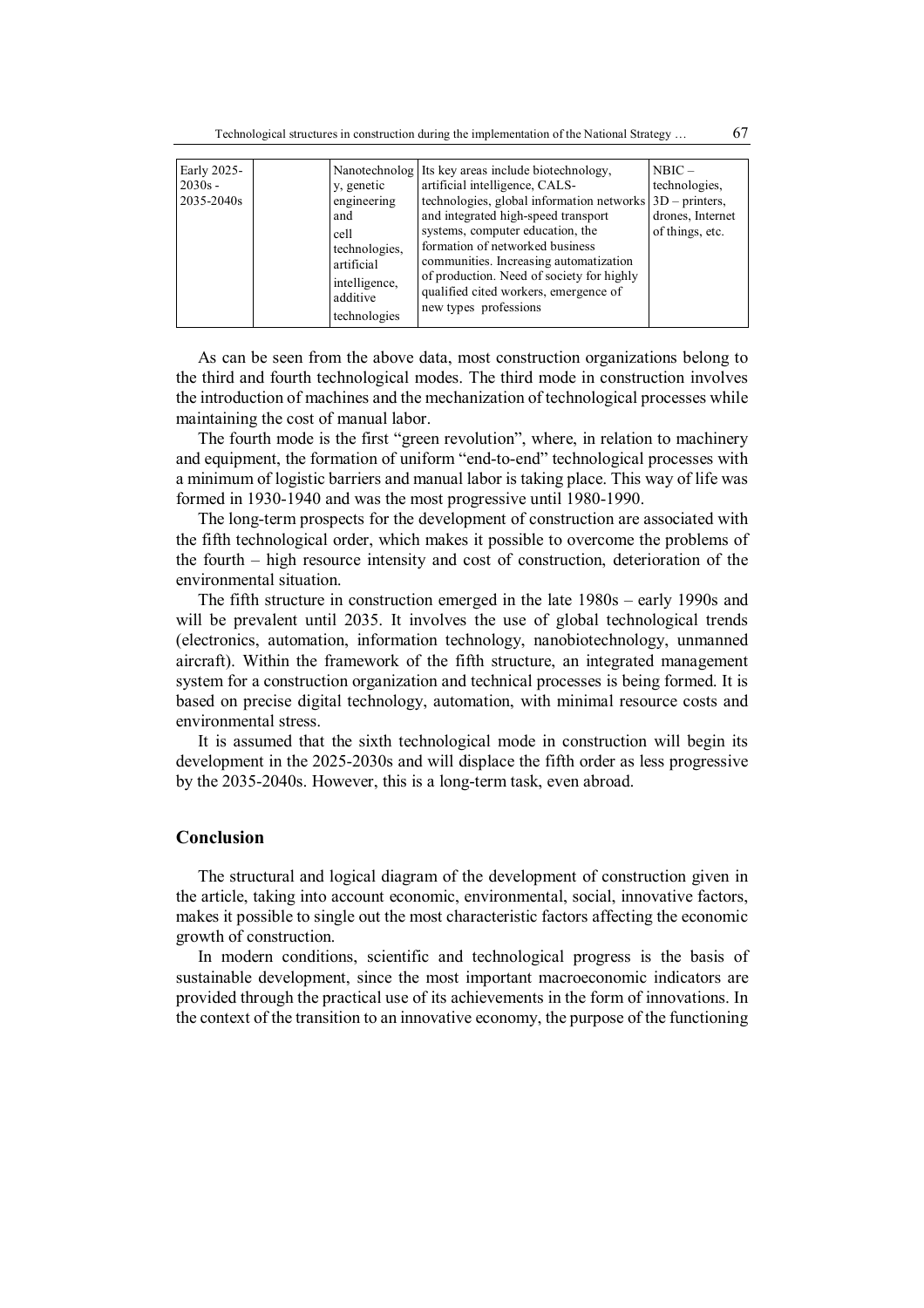| Early 2025-2030s - 2035-2040s | | Nanotechnology, genetic engineering and cell technologies, artificial intelligence, additive technologies | Its key areas include biotechnology, artificial intelligence, CALS-technologies, global information networks and integrated high-speed transport systems, computer education, the formation of networked business communities. Increasing automatization of production. Need of society for highly qualified cited workers, emergence of new types professions | NBIC – technologies, 3D – printers, drones, Internet of things, etc. |
|---|---|---|---|---|

As can be seen from the above data, most construction organizations belong to the third and fourth technological modes. The third mode in construction involves the introduction of machines and the mechanization of technological processes while maintaining the cost of manual labor.

The fourth mode is the first "green revolution", where, in relation to machinery and equipment, the formation of uniform "end-to-end" technological processes with a minimum of logistic barriers and manual labor is taking place. This way of life was formed in 1930-1940 and was the most progressive until 1980-1990.

The long-term prospects for the development of construction are associated with the fifth technological order, which makes it possible to overcome the problems of the fourth – high resource intensity and cost of construction, deterioration of the environmental situation.

The fifth structure in construction emerged in the late 1980s – early 1990s and will be prevalent until 2035. It involves the use of global technological trends (electronics, automation, information technology, nanobiotechnology, unmanned aircraft). Within the framework of the fifth structure, an integrated management system for a construction organization and technical processes is being formed. It is based on precise digital technology, automation, with minimal resource costs and environmental stress.

It is assumed that the sixth technological mode in construction will begin its development in the 2025-2030s and will displace the fifth order as less progressive by the 2035-2040s. However, this is a long-term task, even abroad.

## Conclusion

The structural and logical diagram of the development of construction given in the article, taking into account economic, environmental, social, innovative factors, makes it possible to single out the most characteristic factors affecting the economic growth of construction.

In modern conditions, scientific and technological progress is the basis of sustainable development, since the most important macroeconomic indicators are provided through the practical use of its achievements in the form of innovations. In the context of the transition to an innovative economy, the purpose of the functioning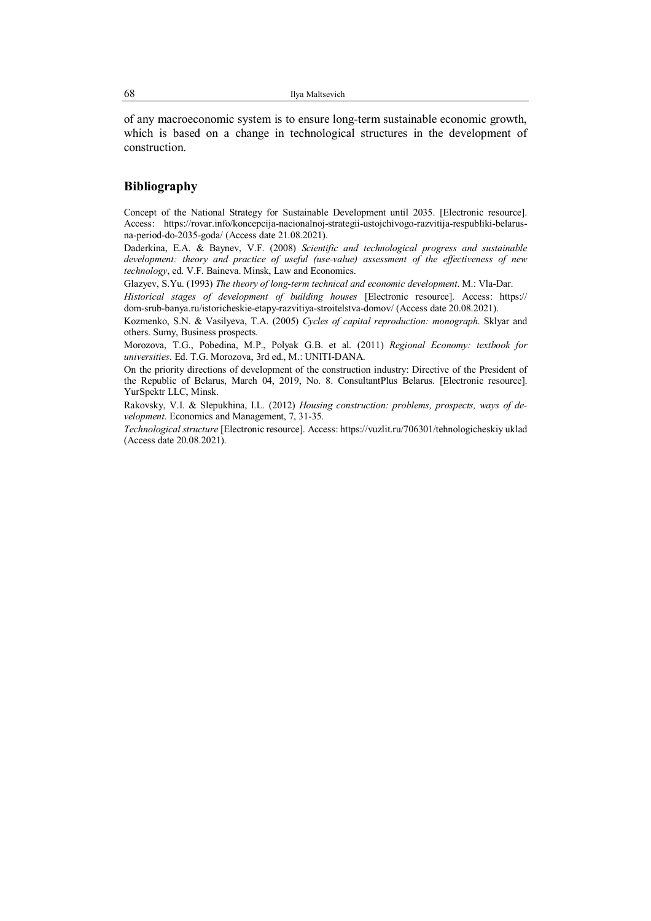of any macroeconomic system is to ensure long-term sustainable economic growth, which is based on a change in technological structures in the development of construction.

## Bibliography

Concept of the National Strategy for Sustainable Development until 2035. [Electronic resource]. Access: https://rovar.info/koncepcija-nacionalnoj-strategii-ustojchivogo-razvitija-respubliki-belarus-na-period-do-2035-goda/ (Access date 21.08.2021).

Daderkina, E.A. & Baynev, V.F. (2008) *Scientific and technological progress and sustainable development: theory and practice of useful (use-value) assessment of the effectiveness of new technology*, ed. V.F. Baineva. Minsk, Law and Economics.

Glazyev, S.Yu. (1993) *The theory of long-term technical and economic development*. M.: Vla-Dar.

*Historical stages of development of building houses* [Electronic resource]. Access: https://dom-srub-banya.ru/istoricheskie-etapy-razvitiya-stroitelstva-domov/ (Access date 20.08.2021).

Kozmenko, S.N. & Vasilyeva, T.A. (2005) *Cycles of capital reproduction: monograph.* Sklyar and others. Sumy, Business prospects.

Morozova, T.G., Pobedina, M.P., Polyak G.B. et al. (2011) *Regional Economy: textbook for universities*. Ed. T.G. Morozova, 3rd ed., M.: UNITI-DANA.

On the priority directions of development of the construction industry: Directive of the President of the Republic of Belarus, March 04, 2019, No. 8. ConsultantPlus Belarus. [Electronic resource]. YurSpektr LLC, Minsk.

Rakovsky, V.I. & Slepukhina, I.L. (2012) *Housing construction: problems, prospects, ways of development*. Economics and Management, 7, 31-35.

*Technological structure* [Electronic resource]. Access: https://vuzlit.ru/706301/tehnologicheskiy uklad (Access date 20.08.2021).